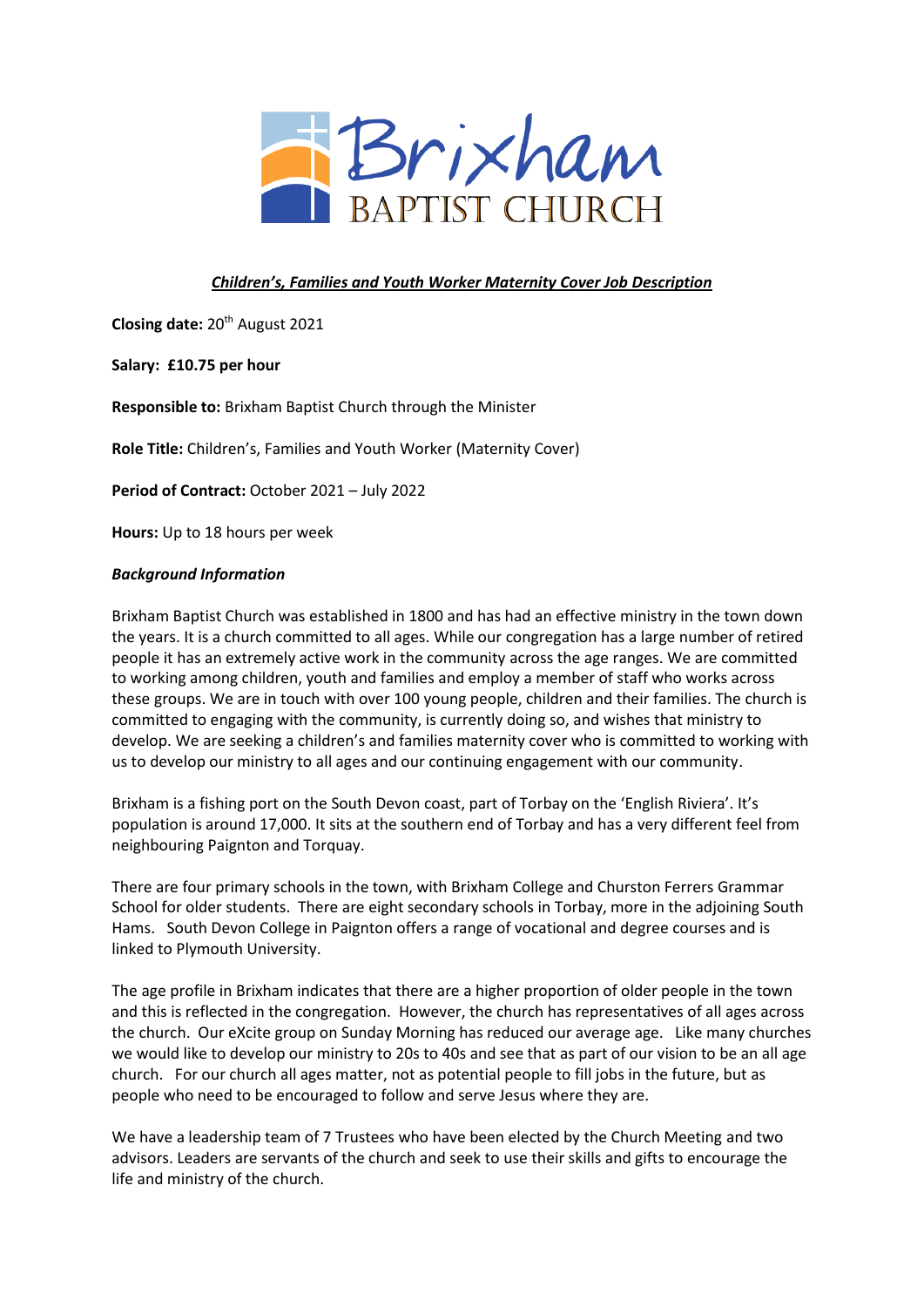Brixham BAPTIST CHURCH

***Children's, Families and Youth Worker Maternity Cover Job Description***

**Closing date:** 20th August 2021

**Salary: £10.75 per hour**

**Responsible to:** Brixham Baptist Church through the Minister

**Role Title:** Children's, Families and Youth Worker (Maternity Cover)

**Period of Contract:** October 2021 – July 2022

**Hours:** Up to 18 hours per week

***Background Information***

Brixham Baptist Church was established in 1800 and has had an effective ministry in the town down the years. It is a church committed to all ages. While our congregation has a large number of retired people it has an extremely active work in the community across the age ranges. We are committed to working among children, youth and families and employ a member of staff who works across these groups. We are in touch with over 100 young people, children and their families. The church is committed to engaging with the community, is currently doing so, and wishes that ministry to develop. We are seeking a children's and families maternity cover who is committed to working with us to develop our ministry to all ages and our continuing engagement with our community.

Brixham is a fishing port on the South Devon coast, part of Torbay on the 'English Riviera'. It's population is around 17,000. It sits at the southern end of Torbay and has a very different feel from neighbouring Paignton and Torquay.

There are four primary schools in the town, with Brixham College and Churston Ferrers Grammar School for older students. There are eight secondary schools in Torbay, more in the adjoining South Hams. South Devon College in Paignton offers a range of vocational and degree courses and is linked to Plymouth University.

The age profile in Brixham indicates that there are a higher proportion of older people in the town and this is reflected in the congregation. However, the church has representatives of all ages across the church. Our eXcite group on Sunday Morning has reduced our average age. Like many churches we would like to develop our ministry to 20s to 40s and see that as part of our vision to be an all age church. For our church all ages matter, not as potential people to fill jobs in the future, but as people who need to be encouraged to follow and serve Jesus where they are.

We have a leadership team of 7 Trustees who have been elected by the Church Meeting and two advisors. Leaders are servants of the church and seek to use their skills and gifts to encourage the life and ministry of the church.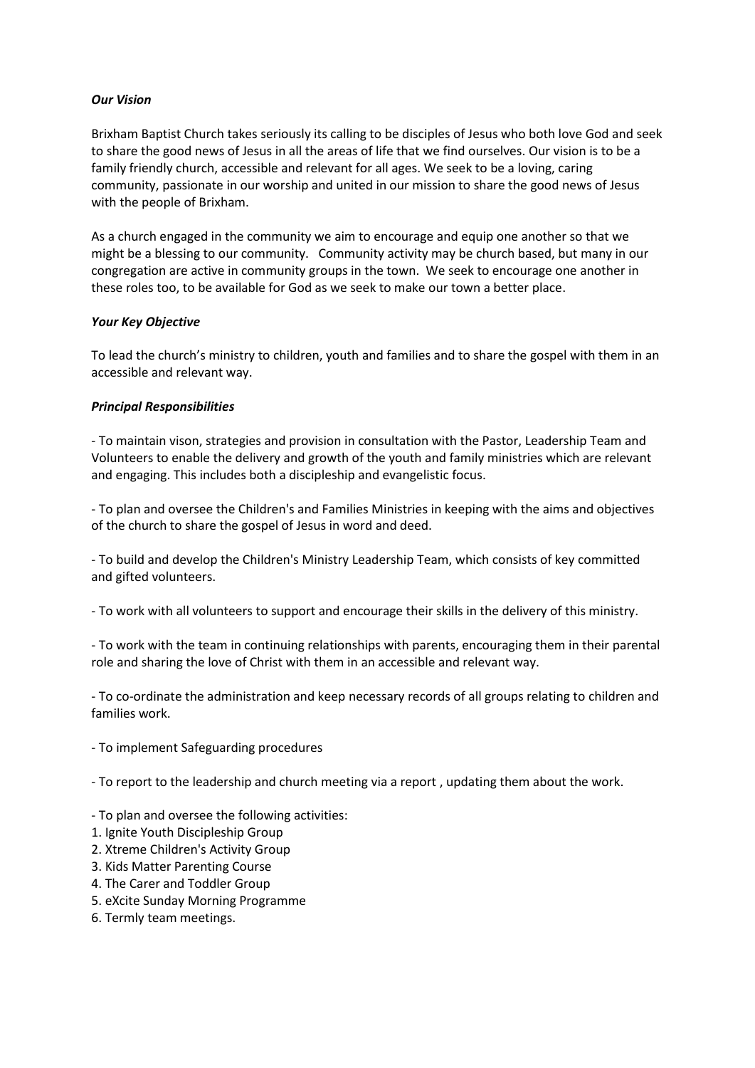***Our Vision***

Brixham Baptist Church takes seriously its calling to be disciples of Jesus who both love God and seek to share the good news of Jesus in all the areas of life that we find ourselves. Our vision is to be a family friendly church, accessible and relevant for all ages. We seek to be a loving, caring community, passionate in our worship and united in our mission to share the good news of Jesus with the people of Brixham.

As a church engaged in the community we aim to encourage and equip one another so that we might be a blessing to our community. Community activity may be church based, but many in our congregation are active in community groups in the town. We seek to encourage one another in these roles too, to be available for God as we seek to make our town a better place.

***Your Key Objective***

To lead the church's ministry to children, youth and families and to share the gospel with them in an accessible and relevant way.

***Principal Responsibilities***

- To maintain vison, strategies and provision in consultation with the Pastor, Leadership Team and Volunteers to enable the delivery and growth of the youth and family ministries which are relevant and engaging. This includes both a discipleship and evangelistic focus.

- To plan and oversee the Children's and Families Ministries in keeping with the aims and objectives of the church to share the gospel of Jesus in word and deed.

- To build and develop the Children's Ministry Leadership Team, which consists of key committed and gifted volunteers.

- To work with all volunteers to support and encourage their skills in the delivery of this ministry.

- To work with the team in continuing relationships with parents, encouraging them in their parental role and sharing the love of Christ with them in an accessible and relevant way.

- To co-ordinate the administration and keep necessary records of all groups relating to children and families work.

- To implement Safeguarding procedures

- To report to the leadership and church meeting via a report , updating them about the work.

- To plan and oversee the following activities:
1. Ignite Youth Discipleship Group
2. Xtreme Children's Activity Group
3. Kids Matter Parenting Course
4. The Carer and Toddler Group
5. eXcite Sunday Morning Programme
6. Termly team meetings.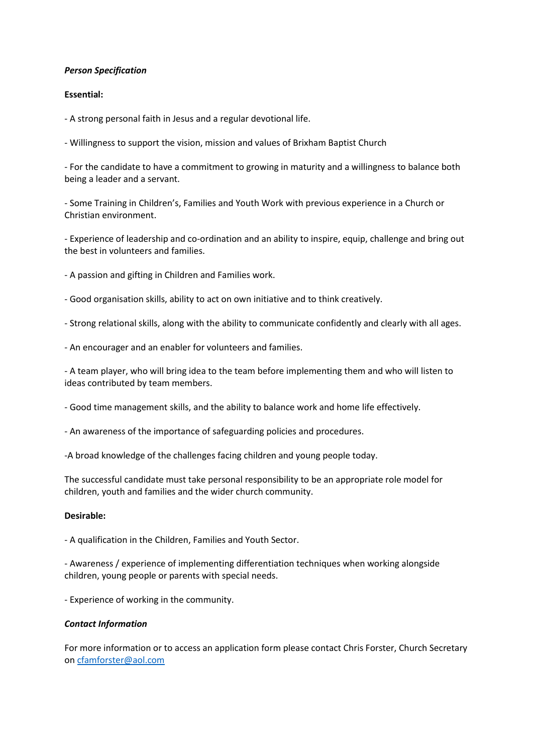***Person Specification***

**Essential:**

- A strong personal faith in Jesus and a regular devotional life.

- Willingness to support the vision, mission and values of Brixham Baptist Church

- For the candidate to have a commitment to growing in maturity and a willingness to balance both being a leader and a servant.

- Some Training in Children's, Families and Youth Work with previous experience in a Church or Christian environment.

- Experience of leadership and co-ordination and an ability to inspire, equip, challenge and bring out the best in volunteers and families.

- A passion and gifting in Children and Families work.

- Good organisation skills, ability to act on own initiative and to think creatively.

- Strong relational skills, along with the ability to communicate confidently and clearly with all ages.

- An encourager and an enabler for volunteers and families.

- A team player, who will bring idea to the team before implementing them and who will listen to ideas contributed by team members.

- Good time management skills, and the ability to balance work and home life effectively.

- An awareness of the importance of safeguarding policies and procedures.

-A broad knowledge of the challenges facing children and young people today.

The successful candidate must take personal responsibility to be an appropriate role model for children, youth and families and the wider church community.

**Desirable:**

- A qualification in the Children, Families and Youth Sector.

- Awareness / experience of implementing differentiation techniques when working alongside children, young people or parents with special needs.

- Experience of working in the community.

***Contact Information***

For more information or to access an application form please contact Chris Forster, Church Secretary on cfamforster@aol.com